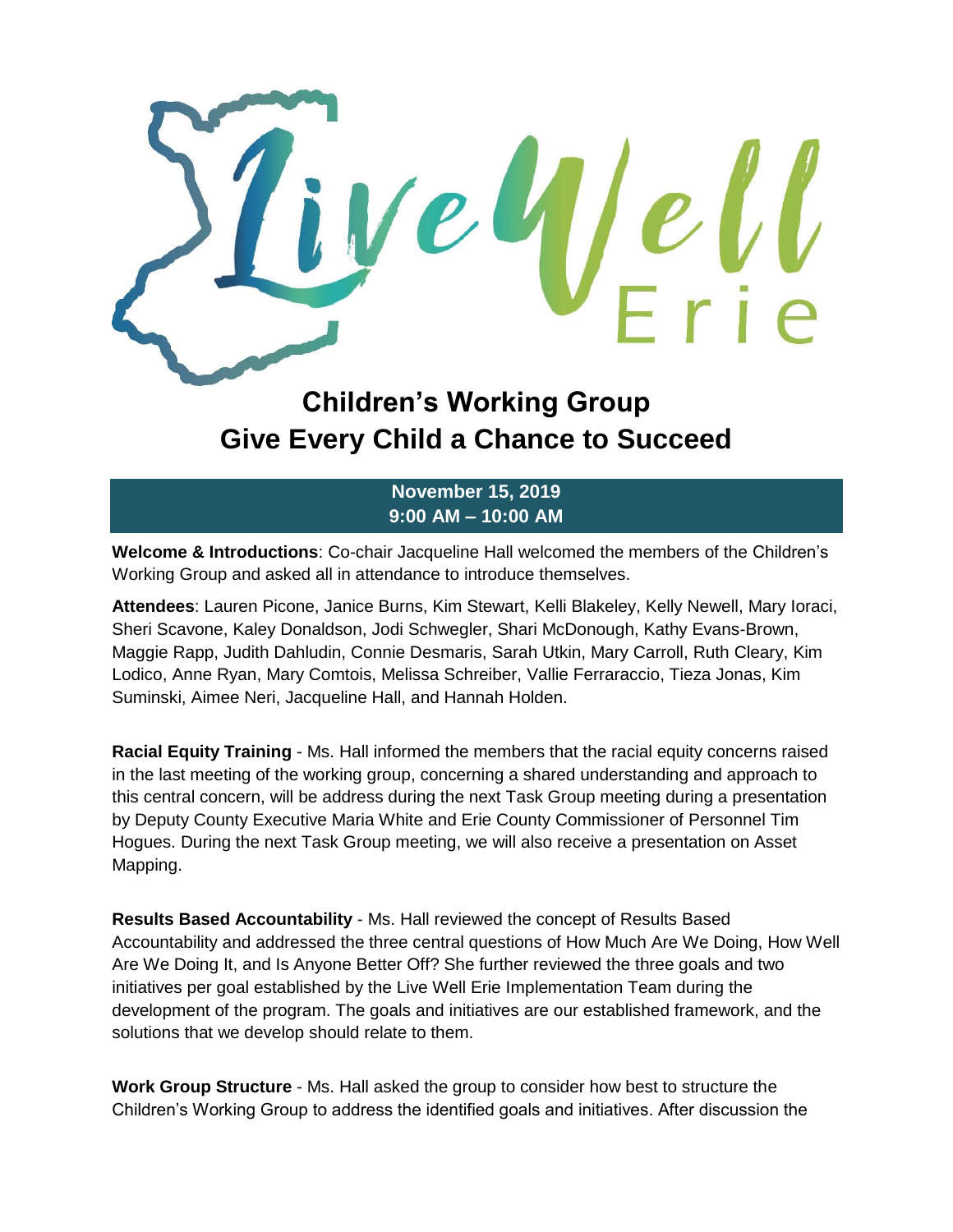# Live Well Erie

## Children's Working Group
## Give Every Child a Chance to Succeed

**November 15, 2019**
**9:00 AM – 10:00 AM**

**Welcome & Introductions**: Co-chair Jacqueline Hall welcomed the members of the Children's Working Group and asked all in attendance to introduce themselves.

**Attendees**: Lauren Picone, Janice Burns, Kim Stewart, Kelli Blakeley, Kelly Newell, Mary Ioraci, Sheri Scavone, Kaley Donaldson, Jodi Schwegler, Shari McDonough, Kathy Evans-Brown, Maggie Rapp, Judith Dahludin, Connie Desmaris, Sarah Utkin, Mary Carroll, Ruth Cleary, Kim Lodico, Anne Ryan, Mary Comtois, Melissa Schreiber, Vallie Ferraraccio, Tieza Jonas, Kim Suminski, Aimee Neri, Jacqueline Hall, and Hannah Holden.

**Racial Equity Training** - Ms. Hall informed the members that the racial equity concerns raised in the last meeting of the working group, concerning a shared understanding and approach to this central concern, will be address during the next Task Group meeting during a presentation by Deputy County Executive Maria White and Erie County Commissioner of Personnel Tim Hogues. During the next Task Group meeting, we will also receive a presentation on Asset Mapping.

**Results Based Accountability** - Ms. Hall reviewed the concept of Results Based Accountability and addressed the three central questions of How Much Are We Doing, How Well Are We Doing It, and Is Anyone Better Off? She further reviewed the three goals and two initiatives per goal established by the Live Well Erie Implementation Team during the development of the program. The goals and initiatives are our established framework, and the solutions that we develop should relate to them.

**Work Group Structure** - Ms. Hall asked the group to consider how best to structure the Children's Working Group to address the identified goals and initiatives. After discussion the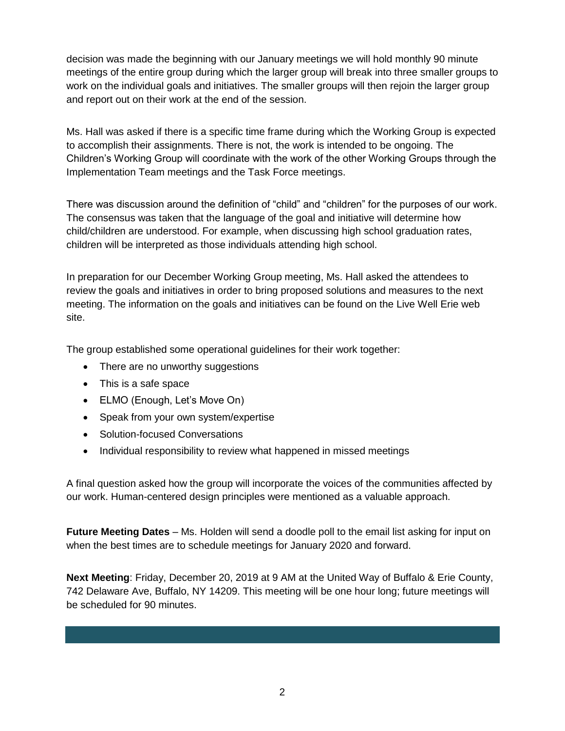decision was made the beginning with our January meetings we will hold monthly 90 minute meetings of the entire group during which the larger group will break into three smaller groups to work on the individual goals and initiatives. The smaller groups will then rejoin the larger group and report out on their work at the end of the session.

Ms. Hall was asked if there is a specific time frame during which the Working Group is expected to accomplish their assignments. There is not, the work is intended to be ongoing. The Children's Working Group will coordinate with the work of the other Working Groups through the Implementation Team meetings and the Task Force meetings.

There was discussion around the definition of "child" and "children" for the purposes of our work. The consensus was taken that the language of the goal and initiative will determine how child/children are understood. For example, when discussing high school graduation rates, children will be interpreted as those individuals attending high school.

In preparation for our December Working Group meeting, Ms. Hall asked the attendees to review the goals and initiatives in order to bring proposed solutions and measures to the next meeting. The information on the goals and initiatives can be found on the Live Well Erie web site.

The group established some operational guidelines for their work together:

- There are no unworthy suggestions
- This is a safe space
- ELMO (Enough, Let's Move On)
- Speak from your own system/expertise
- Solution-focused Conversations
- Individual responsibility to review what happened in missed meetings

A final question asked how the group will incorporate the voices of the communities affected by our work. Human-centered design principles were mentioned as a valuable approach.

**Future Meeting Dates** – Ms. Holden will send a doodle poll to the email list asking for input on when the best times are to schedule meetings for January 2020 and forward.

**Next Meeting**: Friday, December 20, 2019 at 9 AM at the United Way of Buffalo & Erie County, 742 Delaware Ave, Buffalo, NY 14209. This meeting will be one hour long; future meetings will be scheduled for 90 minutes.